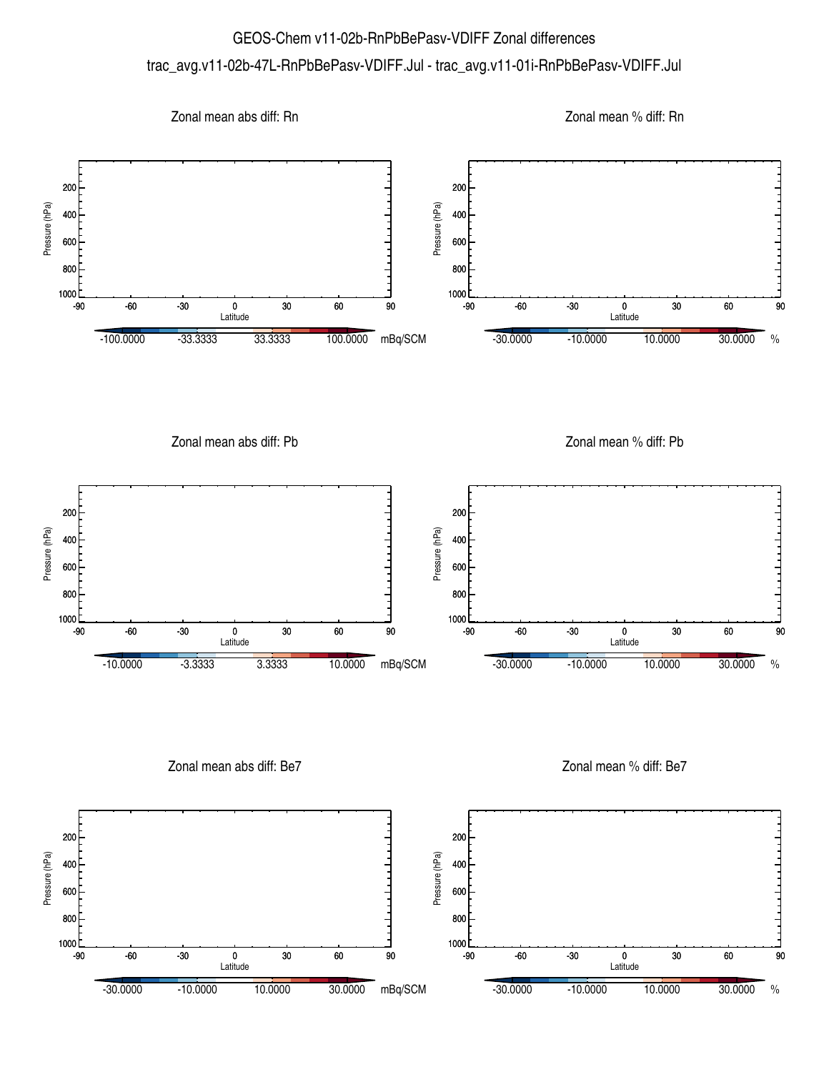# GEOS-Chem v11-02b-RnPbBePasv-VDIFF Zonal differences

trac_avg.v11-02b-47L-RnPbBePasv-VDIFF.Jul - trac_avg.v11-01i-RnPbBePasv-VDIFF.Jul

Zonal mean abs diff: Rn

Zonal mean % diff: Rn

Zonal mean abs diff: Pb

Zonal mean % diff: Pb

Zonal mean abs diff: Be7

Zonal mean % diff: Be7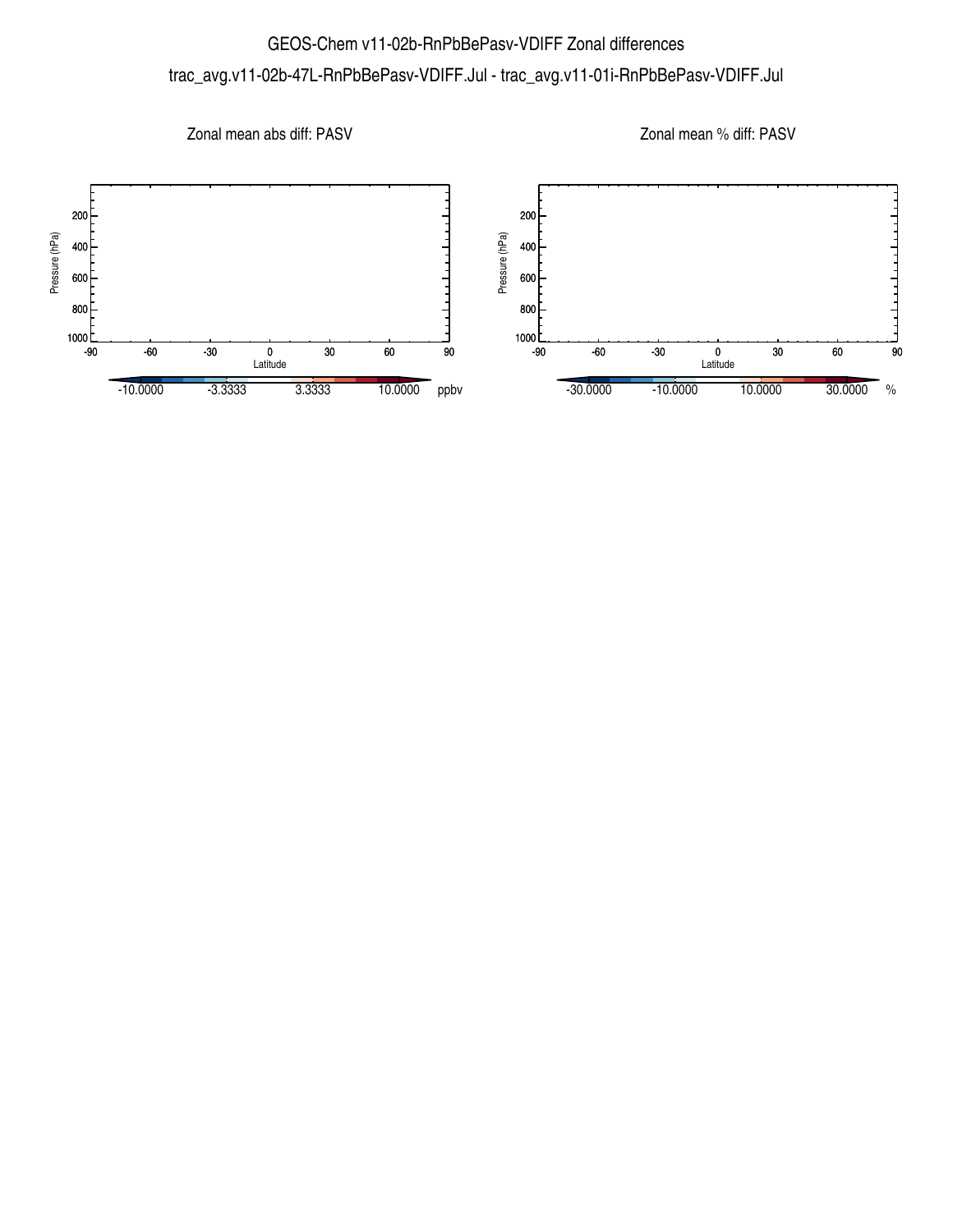GEOS-Chem v11-02b-RnPbBePasv-VDIFF Zonal differences

trac_avg.v11-02b-47L-RnPbBePasv-VDIFF.Jul - trac_avg.v11-01i-RnPbBePasv-VDIFF.Jul

Zonal mean abs diff: PASV

Pressure (hPa)

200
400
600
800
1000

-90 -60 -30 0 30 60 90

Latitude

-10.0000 -3.3333 3.3333 10.0000 ppbv

Zonal mean % diff: PASV

Pressure (hPa)

200
400
600
800
1000

-90 -60 -30 0 30 60 90

Latitude

-30.0000 -10.0000 10.0000 30.0000 %